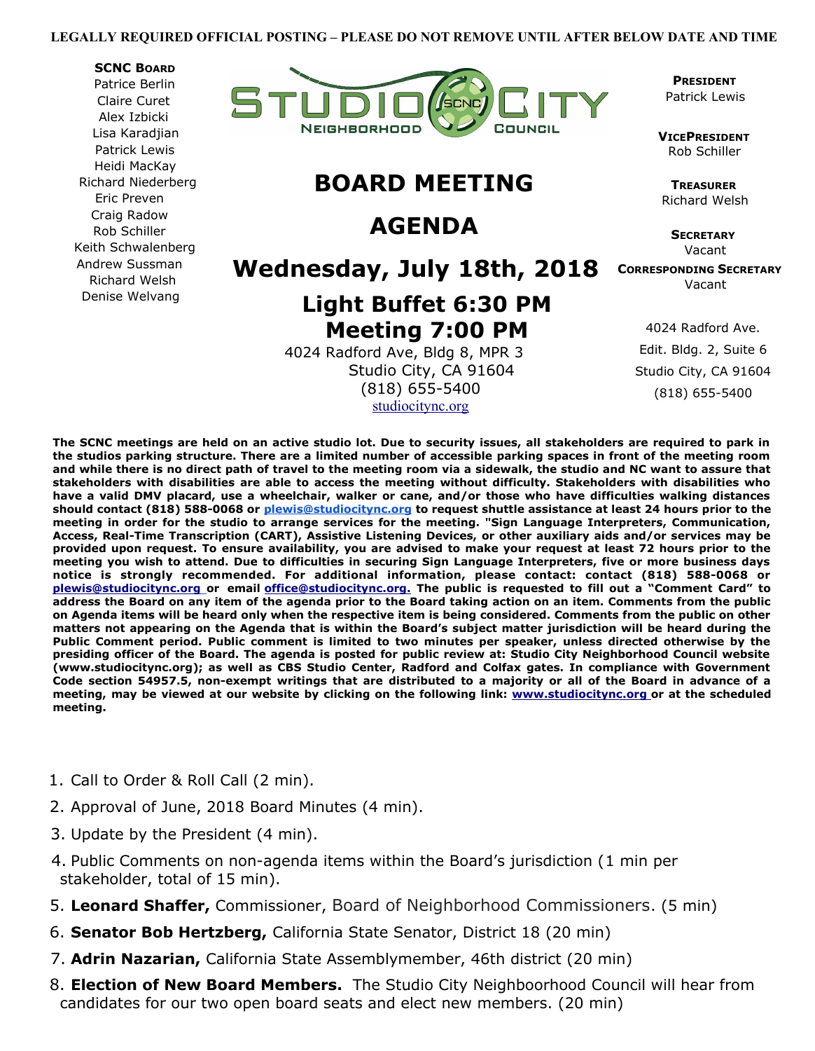**LEGALLY REQUIRED OFFICIAL POSTING – PLEASE DO NOT REMOVE UNTIL AFTER BELOW DATE AND TIME**

**SCNC BOARD**
Patrice Berlin
Claire Curet
Alex Izbicki
Lisa Karadjian
Patrick Lewis
Heidi MacKay
Richard Niederberg
Eric Preven
Craig Radow
Rob Schiller
Keith Schwalenberg
Andrew Sussman
Richard Welsh
Denise Welvang

STUDIO CITY NEIGHBORHOOD COUNCIL

# BOARD MEETING

# AGENDA

## Wednesday, July 18th, 2018

### Light Buffet 6:30 PM
### Meeting 7:00 PM

4024 Radford Ave, Bldg 8, MPR 3
Studio City, CA 91604
(818) 655-5400
studiocitync.org

**PRESIDENT**
Patrick Lewis

**VICEPRESIDENT**
Rob Schiller

**TREASURER**
Richard Welsh

**SECRETARY**
Vacant

**CORRESPONDING SECRETARY**
Vacant

4024 Radford Ave.
Edit. Bldg. 2, Suite 6
Studio City, CA 91604
(818) 655-5400

**The SCNC meetings are held on an active studio lot. Due to security issues, all stakeholders are required to park in the studios parking structure. There are a limited number of accessible parking spaces in front of the meeting room and while there is no direct path of travel to the meeting room via a sidewalk, the studio and NC want to assure that stakeholders with disabilities are able to access the meeting without difficulty. Stakeholders with disabilities who have a valid DMV placard, use a wheelchair, walker or cane, and/or those who have difficulties walking distances should contact (818) 588-0068 or plewis@studiocitync.org to request shuttle assistance at least 24 hours prior to the meeting in order for the studio to arrange services for the meeting. "Sign Language Interpreters, Communication, Access, Real-Time Transcription (CART), Assistive Listening Devices, or other auxiliary aids and/or services may be provided upon request. To ensure availability, you are advised to make your request at least 72 hours prior to the meeting you wish to attend. Due to difficulties in securing Sign Language Interpreters, five or more business days notice is strongly recommended. For additional information, please contact: contact (818) 588-0068 or plewis@studiocitync.org or email office@studiocitync.org. The public is requested to fill out a "Comment Card" to address the Board on any item of the agenda prior to the Board taking action on an item. Comments from the public on Agenda items will be heard only when the respective item is being considered. Comments from the public on other matters not appearing on the Agenda that is within the Board's subject matter jurisdiction will be heard during the Public Comment period. Public comment is limited to two minutes per speaker, unless directed otherwise by the presiding officer of the Board. The agenda is posted for public review at: Studio City Neighborhood Council website (www.studiocitync.org); as well as CBS Studio Center, Radford and Colfax gates. In compliance with Government Code section 54957.5, non-exempt writings that are distributed to a majority or all of the Board in advance of a meeting, may be viewed at our website by clicking on the following link: www.studiocitync.org or at the scheduled meeting.**

1. Call to Order & Roll Call (2 min).
2. Approval of June, 2018 Board Minutes (4 min).
3. Update by the President (4 min).
4. Public Comments on non-agenda items within the Board's jurisdiction (1 min per stakeholder, total of 15 min).
5. **Leonard Shaffer,** Commissioner, Board of Neighborhood Commissioners. (5 min)
6. **Senator Bob Hertzberg,** California State Senator, District 18 (20 min)
7. **Adrin Nazarian,** California State Assemblymember, 46th district (20 min)
8. **Election of New Board Members.** The Studio City Neighboorhood Council will hear from candidates for our two open board seats and elect new members. (20 min)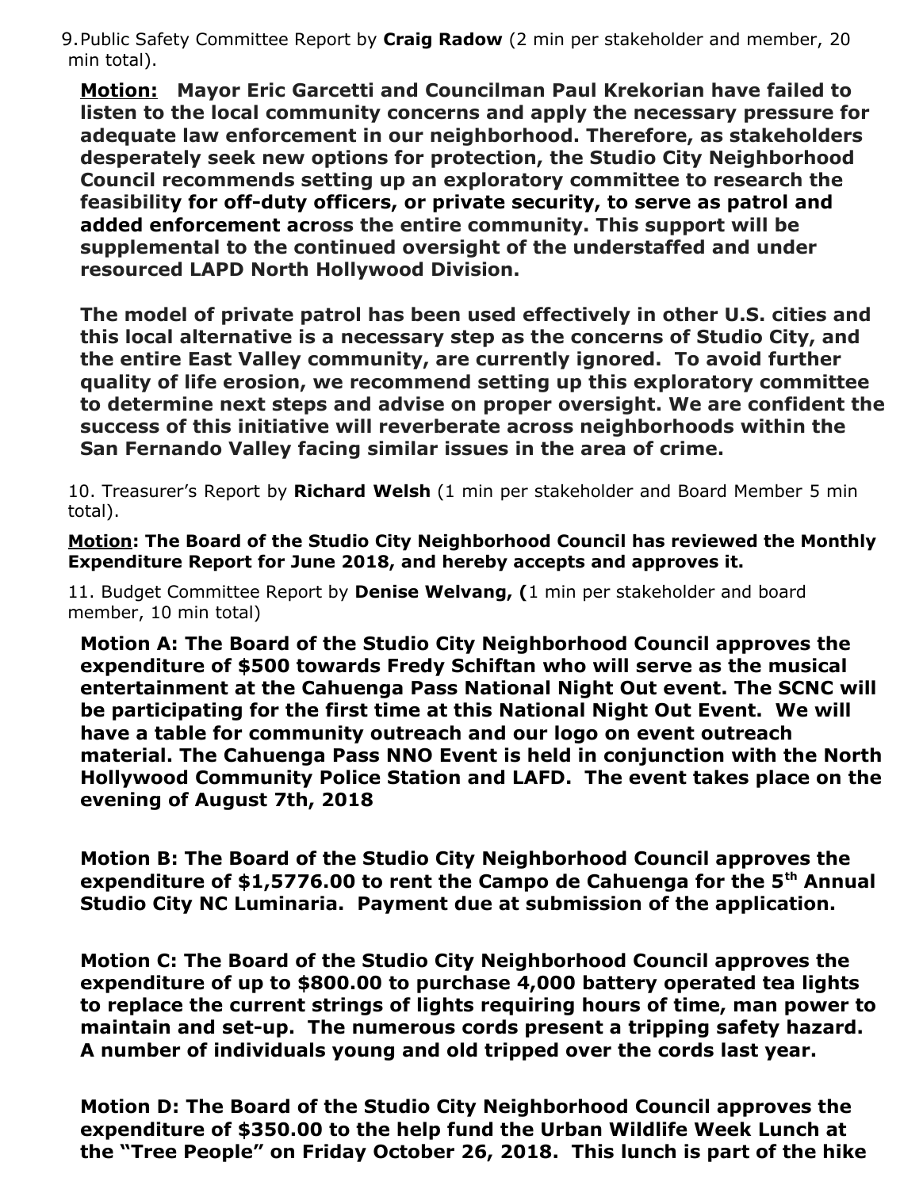9. Public Safety Committee Report by **Craig Radow** (2 min per stakeholder and member, 20 min total).

**Motion: Mayor Eric Garcetti and Councilman Paul Krekorian have failed to listen to the local community concerns and apply the necessary pressure for adequate law enforcement in our neighborhood. Therefore, as stakeholders desperately seek new options for protection, the Studio City Neighborhood Council recommends setting up an exploratory committee to research the feasibility for off-duty officers, or private security, to serve as patrol and added enforcement across the entire community. This support will be supplemental to the continued oversight of the understaffed and under resourced LAPD North Hollywood Division.**

**The model of private patrol has been used effectively in other U.S. cities and this local alternative is a necessary step as the concerns of Studio City, and the entire East Valley community, are currently ignored. To avoid further quality of life erosion, we recommend setting up this exploratory committee to determine next steps and advise on proper oversight. We are confident the success of this initiative will reverberate across neighborhoods within the San Fernando Valley facing similar issues in the area of crime.**

10. Treasurer's Report by **Richard Welsh** (1 min per stakeholder and Board Member 5 min total).

**Motion: The Board of the Studio City Neighborhood Council has reviewed the Monthly Expenditure Report for June 2018, and hereby accepts and approves it.**

11. Budget Committee Report by **Denise Welvang, (**1 min per stakeholder and board member, 10 min total)

**Motion A: The Board of the Studio City Neighborhood Council approves the expenditure of $500 towards Fredy Schiftan who will serve as the musical entertainment at the Cahuenga Pass National Night Out event. The SCNC will be participating for the first time at this National Night Out Event. We will have a table for community outreach and our logo on event outreach material. The Cahuenga Pass NNO Event is held in conjunction with the North Hollywood Community Police Station and LAFD. The event takes place on the evening of August 7th, 2018**

**Motion B: The Board of the Studio City Neighborhood Council approves the expenditure of $1,5776.00 to rent the Campo de Cahuenga for the 5th Annual Studio City NC Luminaria. Payment due at submission of the application.**

**Motion C: The Board of the Studio City Neighborhood Council approves the expenditure of up to $800.00 to purchase 4,000 battery operated tea lights to replace the current strings of lights requiring hours of time, man power to maintain and set-up. The numerous cords present a tripping safety hazard. A number of individuals young and old tripped over the cords last year.**

**Motion D: The Board of the Studio City Neighborhood Council approves the expenditure of $350.00 to the help fund the Urban Wildlife Week Lunch at the "Tree People" on Friday October 26, 2018. This lunch is part of the hike**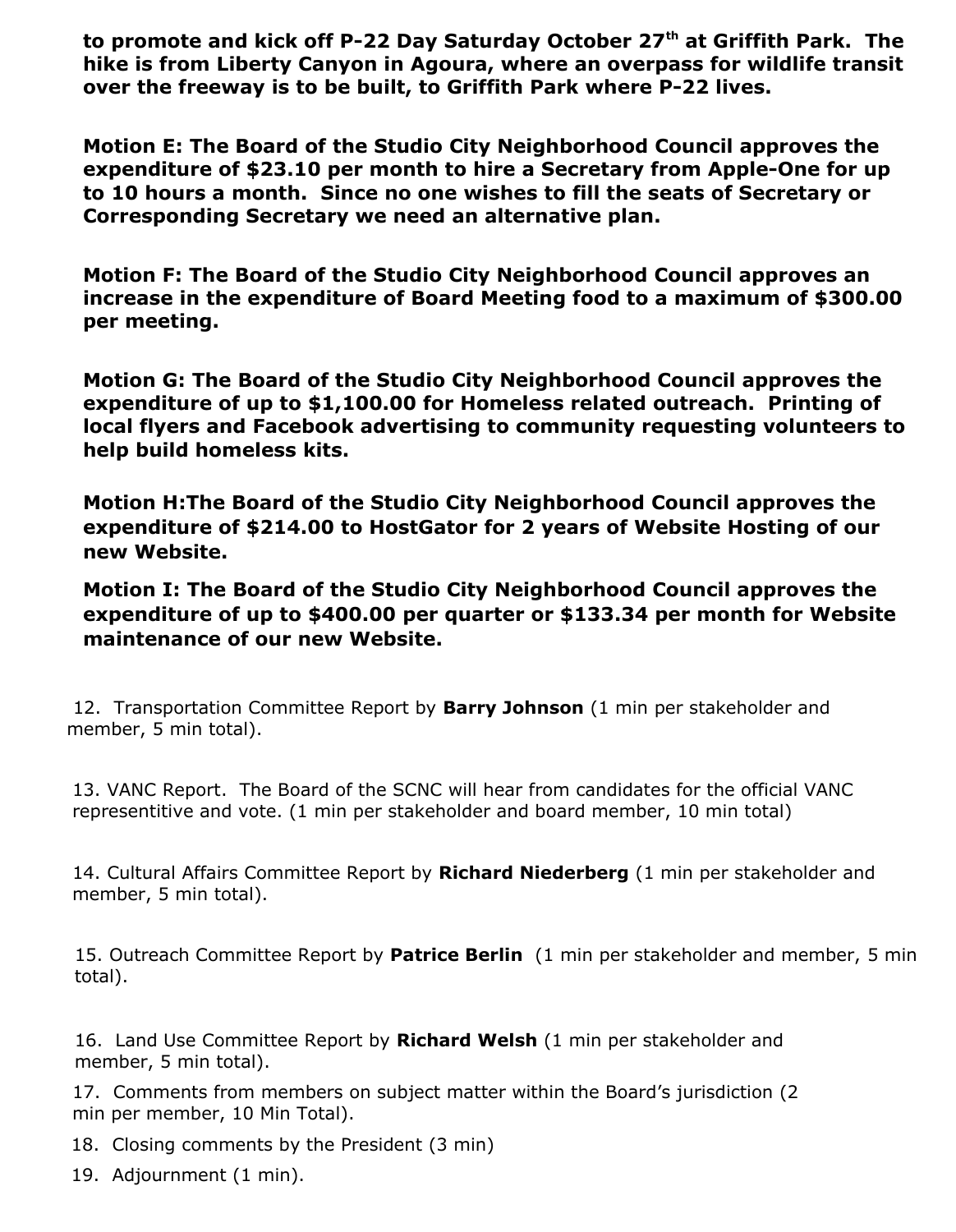**to promote and kick off P-22 Day Saturday October 27th at Griffith Park. The hike is from Liberty Canyon in Agoura, where an overpass for wildlife transit over the freeway is to be built, to Griffith Park where P-22 lives.**

**Motion E: The Board of the Studio City Neighborhood Council approves the expenditure of $23.10 per month to hire a Secretary from Apple-One for up to 10 hours a month. Since no one wishes to fill the seats of Secretary or Corresponding Secretary we need an alternative plan.**

**Motion F: The Board of the Studio City Neighborhood Council approves an increase in the expenditure of Board Meeting food to a maximum of $300.00 per meeting.**

**Motion G: The Board of the Studio City Neighborhood Council approves the expenditure of up to $1,100.00 for Homeless related outreach. Printing of local flyers and Facebook advertising to community requesting volunteers to help build homeless kits.**

**Motion H:The Board of the Studio City Neighborhood Council approves the expenditure of $214.00 to HostGator for 2 years of Website Hosting of our new Website.**

**Motion I: The Board of the Studio City Neighborhood Council approves the expenditure of up to $400.00 per quarter or $133.34 per month for Website maintenance of our new Website.**

12. Transportation Committee Report by **Barry Johnson** (1 min per stakeholder and member, 5 min total).

13. VANC Report. The Board of the SCNC will hear from candidates for the official VANC representitive and vote. (1 min per stakeholder and board member, 10 min total)

14. Cultural Affairs Committee Report by **Richard Niederberg** (1 min per stakeholder and member, 5 min total).

15. Outreach Committee Report by **Patrice Berlin** (1 min per stakeholder and member, 5 min total).

16. Land Use Committee Report by **Richard Welsh** (1 min per stakeholder and member, 5 min total).

17. Comments from members on subject matter within the Board's jurisdiction (2 min per member, 10 Min Total).

18. Closing comments by the President (3 min)

19. Adjournment (1 min).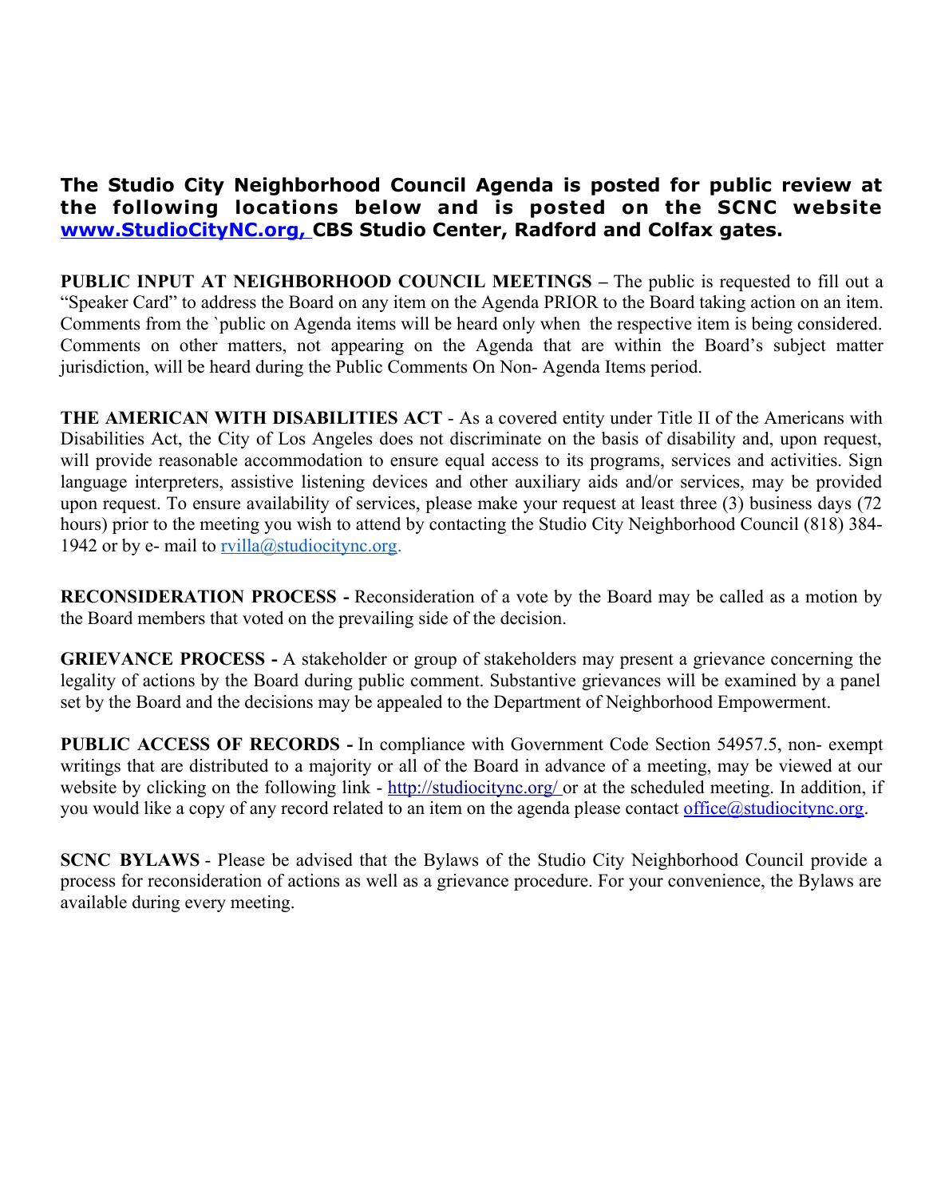**The Studio City Neighborhood Council Agenda is posted for public review at the following locations below and is posted on the SCNC website [www.StudioCityNC.org,](http://www.StudioCityNC.org) CBS Studio Center, Radford and Colfax gates.**

**PUBLIC INPUT AT NEIGHBORHOOD COUNCIL MEETINGS –** The public is requested to fill out a "Speaker Card" to address the Board on any item on the Agenda PRIOR to the Board taking action on an item. Comments from the `public on Agenda items will be heard only when the respective item is being considered. Comments on other matters, not appearing on the Agenda that are within the Board's subject matter jurisdiction, will be heard during the Public Comments On Non- Agenda Items period.

**THE AMERICAN WITH DISABILITIES ACT** - As a covered entity under Title II of the Americans with Disabilities Act, the City of Los Angeles does not discriminate on the basis of disability and, upon request, will provide reasonable accommodation to ensure equal access to its programs, services and activities. Sign language interpreters, assistive listening devices and other auxiliary aids and/or services, may be provided upon request. To ensure availability of services, please make your request at least three (3) business days (72 hours) prior to the meeting you wish to attend by contacting the Studio City Neighborhood Council (818) 384-1942 or by e- mail to [rvilla@studiocitync.org.](mailto:rvilla@studiocitync.org)

**RECONSIDERATION PROCESS -** Reconsideration of a vote by the Board may be called as a motion by the Board members that voted on the prevailing side of the decision.

**GRIEVANCE PROCESS -** A stakeholder or group of stakeholders may present a grievance concerning the legality of actions by the Board during public comment. Substantive grievances will be examined by a panel set by the Board and the decisions may be appealed to the Department of Neighborhood Empowerment.

**PUBLIC ACCESS OF RECORDS -** In compliance with Government Code Section 54957.5, non- exempt writings that are distributed to a majority or all of the Board in advance of a meeting, may be viewed at our website by clicking on the following link - [http://studiocitync.org/](http://studiocitync.org/) or at the scheduled meeting. In addition, if you would like a copy of any record related to an item on the agenda please contact [office@studiocitync.org](mailto:office@studiocitync.org).

**SCNC BYLAWS** - Please be advised that the Bylaws of the Studio City Neighborhood Council provide a process for reconsideration of actions as well as a grievance procedure. For your convenience, the Bylaws are available during every meeting.